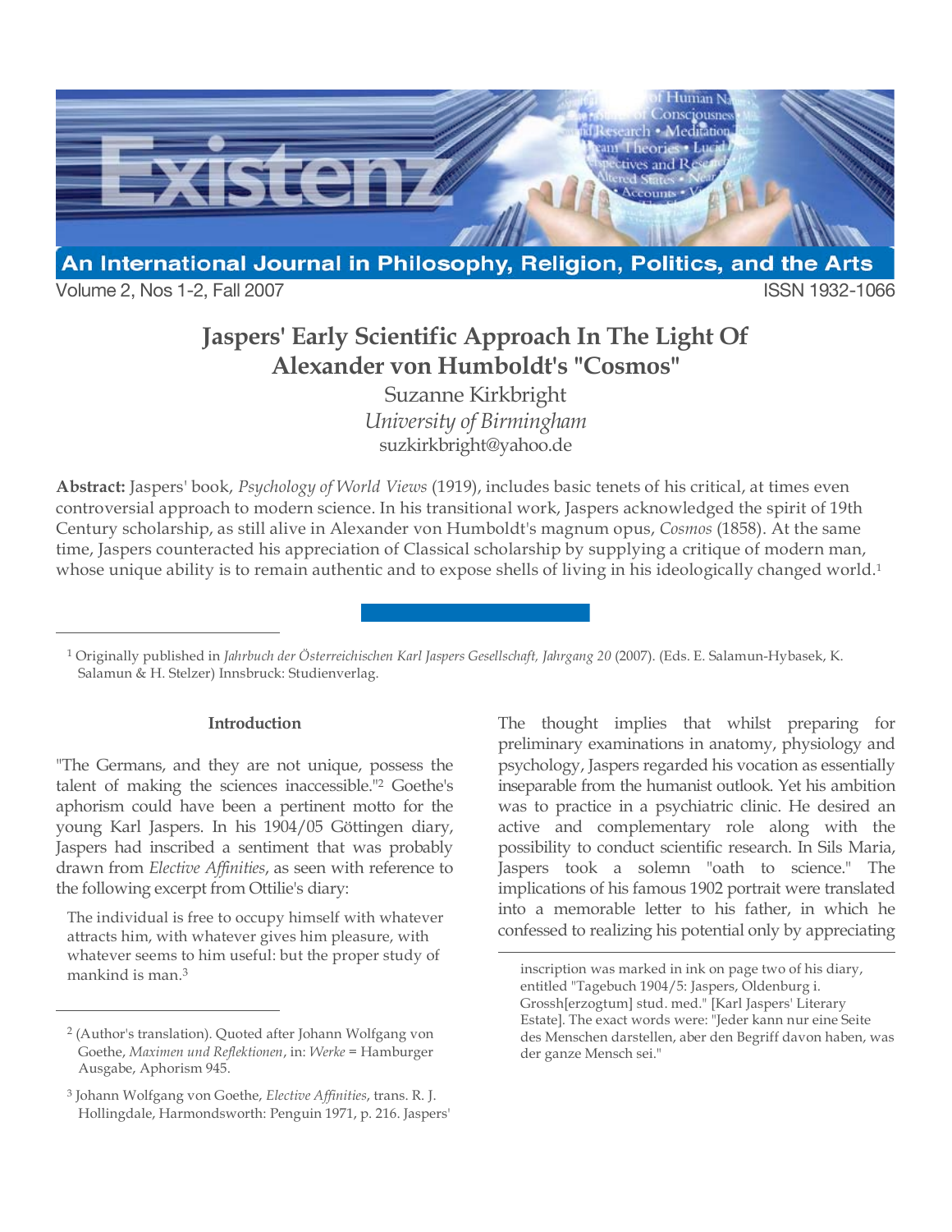# Jaspers' Early Scientific Approach In The Light Of Alexander von Humboldt's "Cosmos"

Suzanne Kirkbright
*University of Birmingham*
suzkirkbright@yahoo.de

**Abstract:** Jaspers' book, *Psychology of World Views* (1919), includes basic tenets of his critical, at times even controversial approach to modern science. In his transitional work, Jaspers acknowledged the spirit of 19th Century scholarship, as still alive in Alexander von Humboldt's magnum opus, *Cosmos* (1858). At the same time, Jaspers counteracted his appreciation of Classical scholarship by supplying a critique of modern man, whose unique ability is to remain authentic and to expose shells of living in his ideologically changed world.[1]

## Introduction

"The Germans, and they are not unique, possess the talent of making the sciences inaccessible."[2] Goethe's aphorism could have been a pertinent motto for the young Karl Jaspers. In his 1904/05 Göttingen diary, Jaspers had inscribed a sentiment that was probably drawn from *Elective Affinities*, as seen with reference to the following excerpt from Ottilie's diary:

> The individual is free to occupy himself with whatever attracts him, with whatever gives him pleasure, with whatever seems to him useful: but the proper study of mankind is man.[3]

The thought implies that whilst preparing for preliminary examinations in anatomy, physiology and psychology, Jaspers regarded his vocation as essentially inseparable from the humanist outlook. Yet his ambition was to practice in a psychiatric clinic. He desired an active and complementary role along with the possibility to conduct scientific research. In Sils Maria, Jaspers took a solemn "oath to science." The implications of his famous 1902 portrait were translated into a memorable letter to his father, in which he confessed to realizing his potential only by appreciating

---

[1] Originally published in *Jahrbuch der Österreichischen Karl Jaspers Gesellschaft, Jahrgang 20* (2007). (Eds. E. Salamun-Hybasek, K. Salamun & H. Stelzer) Innsbruck: Studienverlag.

[2] (Author's translation). Quoted after Johann Wolfgang von Goethe, *Maximen und Reflektionen*, in: *Werke* = Hamburger Ausgabe, Aphorism 945.

[3] Johann Wolfgang von Goethe, *Elective Affinities*, trans. R. J. Hollingdale, Harmondsworth: Penguin 1971, p. 216. Jaspers' inscription was marked in ink on page two of his diary, entitled "Tagebuch 1904/5: Jaspers, Oldenburg i. Grossh[erzogtum] stud. med." [Karl Jaspers' Literary Estate]. The exact words were: "Jeder kann nur eine Seite des Menschen darstellen, aber den Begriff davon haben, was der ganze Mensch sei."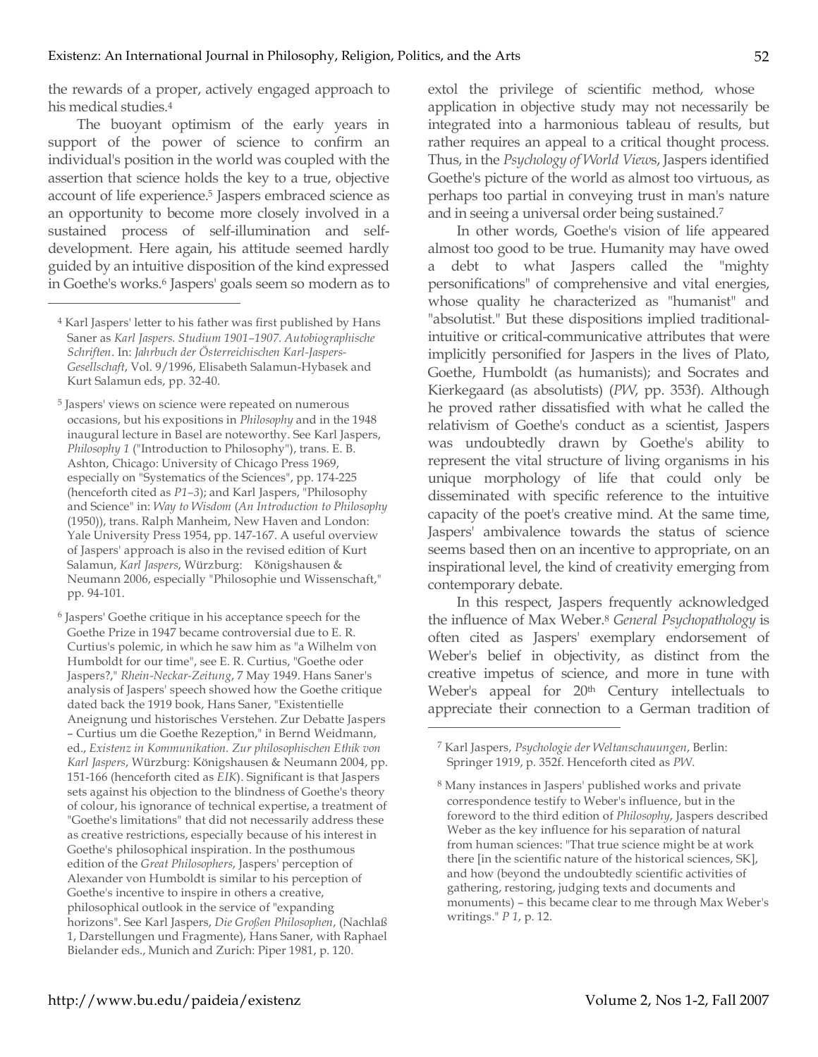the rewards of a proper, actively engaged approach to his medical studies.[4]

The buoyant optimism of the early years in support of the power of science to confirm an individual's position in the world was coupled with the assertion that science holds the key to a true, objective account of life experience.[5] Jaspers embraced science as an opportunity to become more closely involved in a sustained process of self-illumination and self-development. Here again, his attitude seemed hardly guided by an intuitive disposition of the kind expressed in Goethe's works.[6] Jaspers' goals seem so modern as to extol the privilege of scientific method, whose application in objective study may not necessarily be integrated into a harmonious tableau of results, but rather requires an appeal to a critical thought process. Thus, in the *Psychology of World Views*, Jaspers identified Goethe's picture of the world as almost too virtuous, as perhaps too partial in conveying trust in man's nature and in seeing a universal order being sustained.[7]

In other words, Goethe's vision of life appeared almost too good to be true. Humanity may have owed a debt to what Jaspers called the "mighty personifications" of comprehensive and vital energies, whose quality he characterized as "humanist" and "absolutist." But these dispositions implied traditional-intuitive or critical-communicative attributes that were implicitly personified for Jaspers in the lives of Plato, Goethe, Humboldt (as humanists); and Socrates and Kierkegaard (as absolutists) (*PW*, pp. 353f). Although he proved rather dissatisfied with what he called the relativism of Goethe's conduct as a scientist, Jaspers was undoubtedly drawn by Goethe's ability to represent the vital structure of living organisms in his unique morphology of life that could only be disseminated with specific reference to the intuitive capacity of the poet's creative mind. At the same time, Jaspers' ambivalence towards the status of science seems based then on an incentive to appropriate, on an inspirational level, the kind of creativity emerging from contemporary debate.

In this respect, Jaspers frequently acknowledged the influence of Max Weber.[8] *General Psychopathology* is often cited as Jaspers' exemplary endorsement of Weber's belief in objectivity, as distinct from the creative impetus of science, and more in tune with Weber's appeal for 20th Century intellectuals to appreciate their connection to a German tradition of

---

[4] Karl Jaspers' letter to his father was first published by Hans Saner as *Karl Jaspers. Studium 1901–1907. Autobiographische Schriften*. In: *Jahrbuch der Österreichischen Karl-Jaspers-Gesellschaft*, Vol. 9/1996, Elisabeth Salamun-Hybasek and Kurt Salamun eds, pp. 32-40.

[5] Jaspers' views on science were repeated on numerous occasions, but his expositions in *Philosophy* and in the 1948 inaugural lecture in Basel are noteworthy. See Karl Jaspers, *Philosophy 1* ("Introduction to Philosophy"), trans. E. B. Ashton, Chicago: University of Chicago Press 1969, especially on "Systematics of the Sciences", pp. 174-225 (henceforth cited as *P1–3*); and Karl Jaspers, "Philosophy and Science" in: *Way to Wisdom* (*An Introduction to Philosophy* (1950)), trans. Ralph Manheim, New Haven and London: Yale University Press 1954, pp. 147-167. A useful overview of Jaspers' approach is also in the revised edition of Kurt Salamun, *Karl Jaspers*, Würzburg: Königshausen & Neumann 2006, especially "Philosophie und Wissenschaft," pp. 94-101.

[6] Jaspers' Goethe critique in his acceptance speech for the Goethe Prize in 1947 became controversial due to E. R. Curtius's polemic, in which he saw him as "a Wilhelm von Humboldt for our time", see E. R. Curtius, "Goethe oder Jaspers?," *Rhein-Neckar-Zeitung*, 7 May 1949. Hans Saner's analysis of Jaspers' speech showed how the Goethe critique dated back the 1919 book, Hans Saner, "Existentielle Aneignung und historisches Verstehen. Zur Debatte Jaspers – Curtius um die Goethe Rezeption," in Bernd Weidmann, ed., *Existenz in Kommunikation. Zur philosophischen Ethik von Karl Jaspers*, Würzburg: Königshausen & Neumann 2004, pp. 151-166 (henceforth cited as *EIK*). Significant is that Jaspers sets against his objection to the blindness of Goethe's theory of colour, his ignorance of technical expertise, a treatment of "Goethe's limitations" that did not necessarily address these as creative restrictions, especially because of his interest in Goethe's philosophical inspiration. In the posthumous edition of the *Great Philosophers*, Jaspers' perception of Alexander von Humboldt is similar to his perception of Goethe's incentive to inspire in others a creative, philosophical outlook in the service of "expanding horizons". See Karl Jaspers, *Die Großen Philosophen*, (Nachlaß 1, Darstellungen und Fragmente), Hans Saner, with Raphael Bielander eds., Munich and Zurich: Piper 1981, p. 120.

[7] Karl Jaspers, *Psychologie der Weltanschauungen*, Berlin: Springer 1919, p. 352f. Henceforth cited as *PW*.

[8] Many instances in Jaspers' published works and private correspondence testify to Weber's influence, but in the foreword to the third edition of *Philosophy*, Jaspers described Weber as the key influence for his separation of natural from human sciences: "That true science might be at work there [in the scientific nature of the historical sciences, SK], and how (beyond the undoubtedly scientific activities of gathering, restoring, judging texts and documents and monuments) – this became clear to me through Max Weber's writings." *P 1*, p. 12.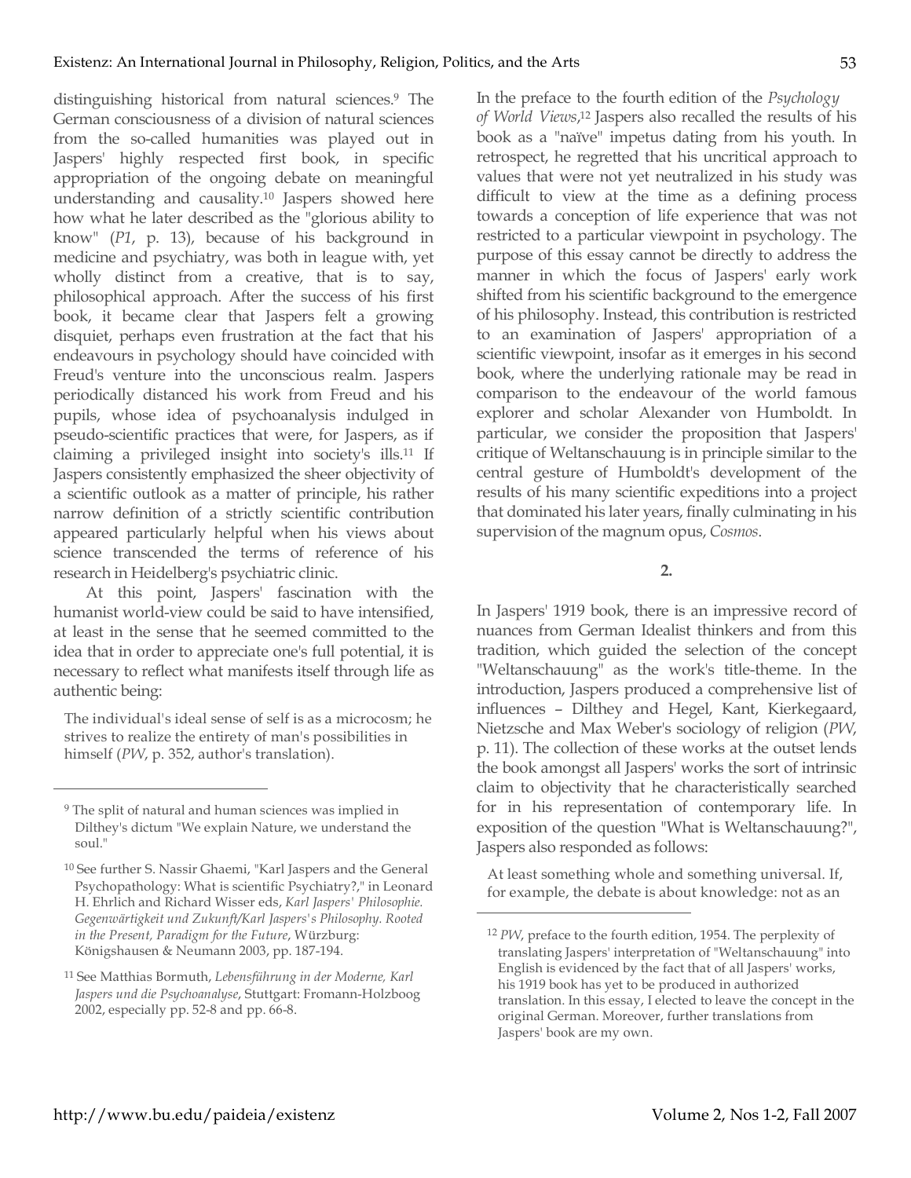distinguishing historical from natural sciences.[9] The German consciousness of a division of natural sciences from the so-called humanities was played out in Jaspers' highly respected first book, in specific appropriation of the ongoing debate on meaningful understanding and causality.[10] Jaspers showed here how what he later described as the "glorious ability to know" (*P1*, p. 13), because of his background in medicine and psychiatry, was both in league with, yet wholly distinct from a creative, that is to say, philosophical approach. After the success of his first book, it became clear that Jaspers felt a growing disquiet, perhaps even frustration at the fact that his endeavours in psychology should have coincided with Freud's venture into the unconscious realm. Jaspers periodically distanced his work from Freud and his pupils, whose idea of psychoanalysis indulged in pseudo-scientific practices that were, for Jaspers, as if claiming a privileged insight into society's ills.[11] If Jaspers consistently emphasized the sheer objectivity of a scientific outlook as a matter of principle, his rather narrow definition of a strictly scientific contribution appeared particularly helpful when his views about science transcended the terms of reference of his research in Heidelberg's psychiatric clinic.

At this point, Jaspers' fascination with the humanist world-view could be said to have intensified, at least in the sense that he seemed committed to the idea that in order to appreciate one's full potential, it is necessary to reflect what manifests itself through life as authentic being:

> The individual's ideal sense of self is as a microcosm; he strives to realize the entirety of man's possibilities in himself (*PW*, p. 352, author's translation).

In the preface to the fourth edition of the *Psychology of World Views*,[12] Jaspers also recalled the results of his book as a "naïve" impetus dating from his youth. In retrospect, he regretted that his uncritical approach to values that were not yet neutralized in his study was difficult to view at the time as a defining process towards a conception of life experience that was not restricted to a particular viewpoint in psychology. The purpose of this essay cannot be directly to address the manner in which the focus of Jaspers' early work shifted from his scientific background to the emergence of his philosophy. Instead, this contribution is restricted to an examination of Jaspers' appropriation of a scientific viewpoint, insofar as it emerges in his second book, where the underlying rationale may be read in comparison to the endeavour of the world famous explorer and scholar Alexander von Humboldt. In particular, we consider the proposition that Jaspers' critique of Weltanschauung is in principle similar to the central gesture of Humboldt's development of the results of his many scientific expeditions into a project that dominated his later years, finally culminating in his supervision of the magnum opus, *Cosmos*.

## 2.

In Jaspers' 1919 book, there is an impressive record of nuances from German Idealist thinkers and from this tradition, which guided the selection of the concept "Weltanschauung" as the work's title-theme. In the introduction, Jaspers produced a comprehensive list of influences – Dilthey and Hegel, Kant, Kierkegaard, Nietzsche and Max Weber's sociology of religion (*PW*, p. 11). The collection of these works at the outset lends the book amongst all Jaspers' works the sort of intrinsic claim to objectivity that he characteristically searched for in his representation of contemporary life. In exposition of the question "What is Weltanschauung?", Jaspers also responded as follows:

> At least something whole and something universal. If, for example, the debate is about knowledge: not as an

---

[9] The split of natural and human sciences was implied in Dilthey's dictum "We explain Nature, we understand the soul."

[10] See further S. Nassir Ghaemi, "Karl Jaspers and the General Psychopathology: What is scientific Psychiatry?," in Leonard H. Ehrlich and Richard Wisser eds, *Karl Jaspers' Philosophie. Gegenwärtigkeit und Zukunft/Karl Jaspers's Philosophy. Rooted in the Present, Paradigm for the Future*, Würzburg: Königshausen & Neumann 2003, pp. 187-194.

[11] See Matthias Bormuth, *Lebensführung in der Moderne, Karl Jaspers und die Psychoanalyse*, Stuttgart: Fromann-Holzboog 2002, especially pp. 52-8 and pp. 66-8.

[12] *PW*, preface to the fourth edition, 1954. The perplexity of translating Jaspers' interpretation of "Weltanschauung" into English is evidenced by the fact that of all Jaspers' works, his 1919 book has yet to be produced in authorized translation. In this essay, I elected to leave the concept in the original German. Moreover, further translations from Jaspers' book are my own.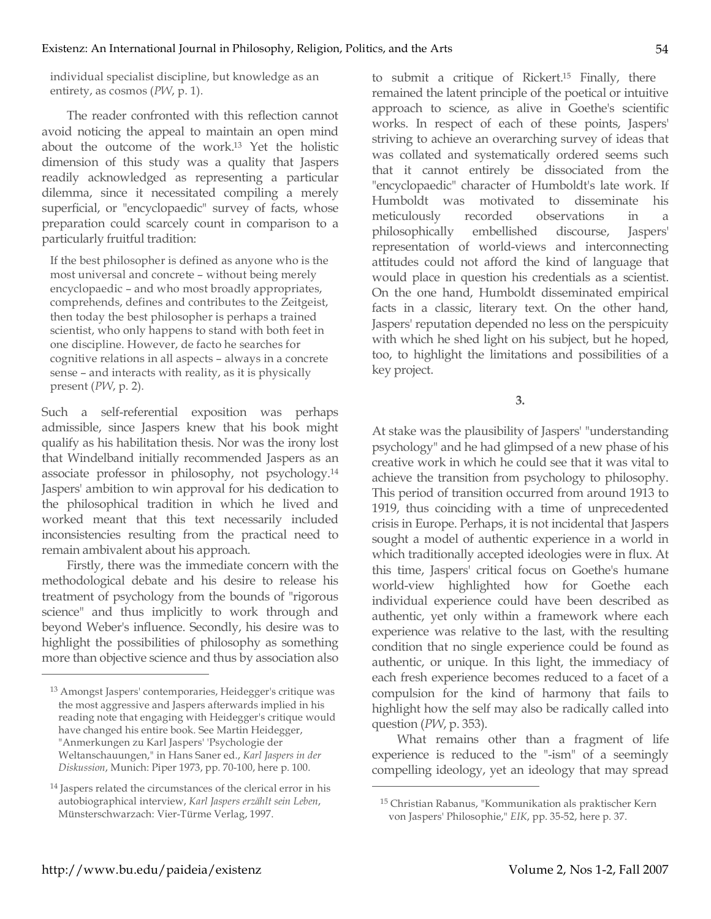individual specialist discipline, but knowledge as an entirety, as cosmos (*PW*, p. 1).

The reader confronted with this reflection cannot avoid noticing the appeal to maintain an open mind about the outcome of the work.[13] Yet the holistic dimension of this study was a quality that Jaspers readily acknowledged as representing a particular dilemma, since it necessitated compiling a merely superficial, or "encyclopaedic" survey of facts, whose preparation could scarcely count in comparison to a particularly fruitful tradition:

> If the best philosopher is defined as anyone who is the most universal and concrete – without being merely encyclopaedic – and who most broadly appropriates, comprehends, defines and contributes to the Zeitgeist, then today the best philosopher is perhaps a trained scientist, who only happens to stand with both feet in one discipline. However, de facto he searches for cognitive relations in all aspects – always in a concrete sense – and interacts with reality, as it is physically present (*PW*, p. 2).

Such a self-referential exposition was perhaps admissible, since Jaspers knew that his book might qualify as his habilitation thesis. Nor was the irony lost that Windelband initially recommended Jaspers as an associate professor in philosophy, not psychology.[14] Jaspers' ambition to win approval for his dedication to the philosophical tradition in which he lived and worked meant that this text necessarily included inconsistencies resulting from the practical need to remain ambivalent about his approach.

Firstly, there was the immediate concern with the methodological debate and his desire to release his treatment of psychology from the bounds of "rigorous science" and thus implicitly to work through and beyond Weber's influence. Secondly, his desire was to highlight the possibilities of philosophy as something more than objective science and thus by association also to submit a critique of Rickert.[15] Finally, there remained the latent principle of the poetical or intuitive approach to science, as alive in Goethe's scientific works. In respect of each of these points, Jaspers' striving to achieve an overarching survey of ideas that was collated and systematically ordered seems such that it cannot entirely be dissociated from the "encyclopaedic" character of Humboldt's late work. If Humboldt was motivated to disseminate his meticulously recorded observations in a philosophically embellished discourse, Jaspers' representation of world-views and interconnecting attitudes could not afford the kind of language that would place in question his credentials as a scientist. On the one hand, Humboldt disseminated empirical facts in a classic, literary text. On the other hand, Jaspers' reputation depended no less on the perspicuity with which he shed light on his subject, but he hoped, too, to highlight the limitations and possibilities of a key project.

## 3.

At stake was the plausibility of Jaspers' "understanding psychology" and he had glimpsed of a new phase of his creative work in which he could see that it was vital to achieve the transition from psychology to philosophy. This period of transition occurred from around 1913 to 1919, thus coinciding with a time of unprecedented crisis in Europe. Perhaps, it is not incidental that Jaspers sought a model of authentic experience in a world in which traditionally accepted ideologies were in flux. At this time, Jaspers' critical focus on Goethe's humane world-view highlighted how for Goethe each individual experience could have been described as authentic, yet only within a framework where each experience was relative to the last, with the resulting condition that no single experience could be found as authentic, or unique. In this light, the immediacy of each fresh experience becomes reduced to a facet of a compulsion for the kind of harmony that fails to highlight how the self may also be radically called into question (*PW*, p. 353).

What remains other than a fragment of life experience is reduced to the "-ism" of a seemingly compelling ideology, yet an ideology that may spread

---

[13] Amongst Jaspers' contemporaries, Heidegger's critique was the most aggressive and Jaspers afterwards implied in his reading note that engaging with Heidegger's critique would have changed his entire book. See Martin Heidegger, "Anmerkungen zu Karl Jaspers' 'Psychologie der Weltanschauungen,'" in Hans Saner ed., *Karl Jaspers in der Diskussion*, Munich: Piper 1973, pp. 70-100, here p. 100.

[14] Jaspers related the circumstances of the clerical error in his autobiographical interview, *Karl Jaspers erzählt sein Leben*, Münsterschwarzach: Vier-Türme Verlag, 1997.

[15] Christian Rabanus, "Kommunikation als praktischer Kern von Jaspers' Philosophie," *EIK*, pp. 35-52, here p. 37.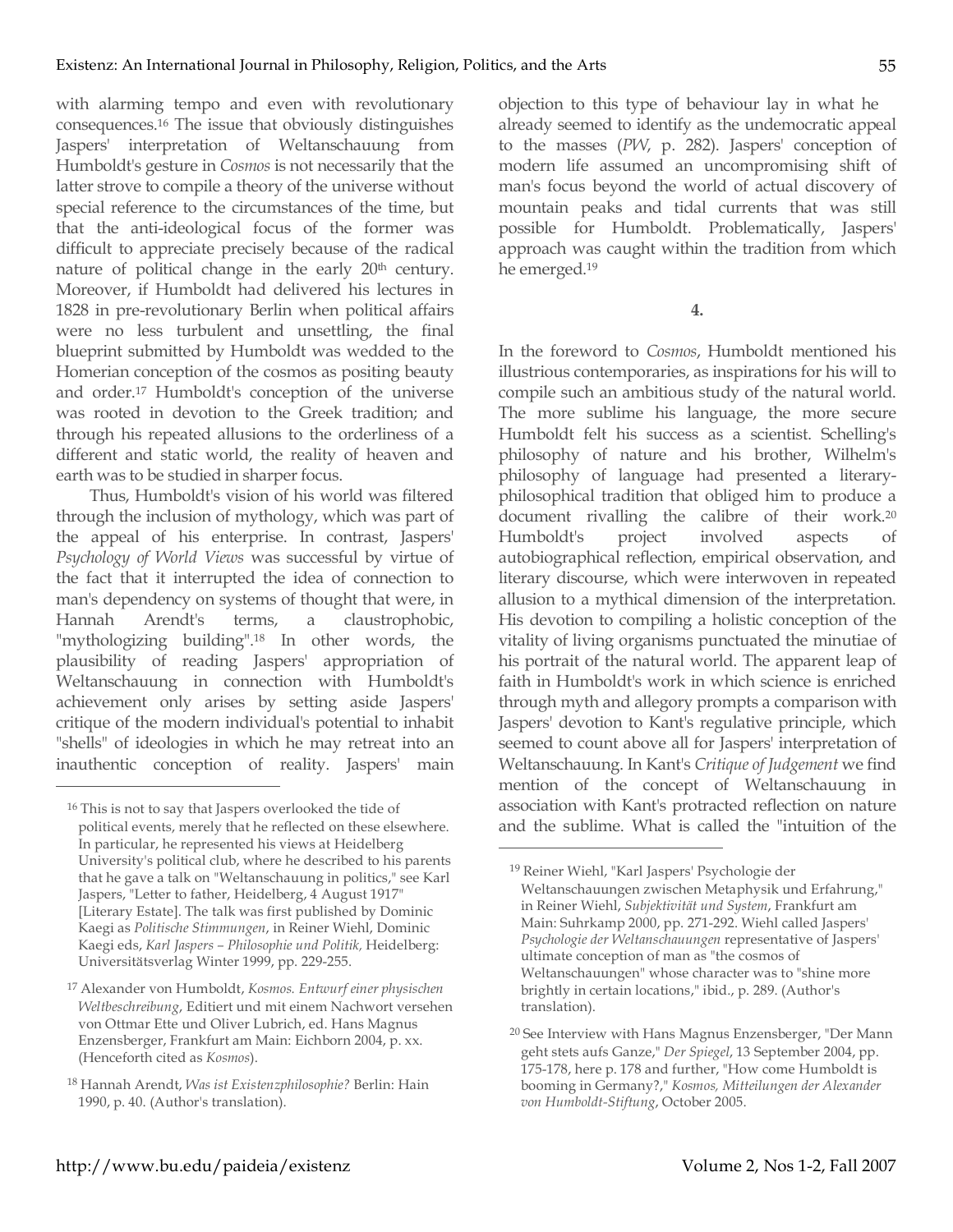with alarming tempo and even with revolutionary consequences.[16] The issue that obviously distinguishes Jaspers' interpretation of Weltanschauung from Humboldt's gesture in *Cosmos* is not necessarily that the latter strove to compile a theory of the universe without special reference to the circumstances of the time, but that the anti-ideological focus of the former was difficult to appreciate precisely because of the radical nature of political change in the early 20th century. Moreover, if Humboldt had delivered his lectures in 1828 in pre-revolutionary Berlin when political affairs were no less turbulent and unsettling, the final blueprint submitted by Humboldt was wedded to the Homerian conception of the cosmos as positing beauty and order.[17] Humboldt's conception of the universe was rooted in devotion to the Greek tradition; and through his repeated allusions to the orderliness of a different and static world, the reality of heaven and earth was to be studied in sharper focus.

Thus, Humboldt's vision of his world was filtered through the inclusion of mythology, which was part of the appeal of his enterprise. In contrast, Jaspers' *Psychology of World Views* was successful by virtue of the fact that it interrupted the idea of connection to man's dependency on systems of thought that were, in Hannah Arendt's terms, a claustrophobic, "mythologizing building".[18] In other words, the plausibility of reading Jaspers' appropriation of Weltanschauung in connection with Humboldt's achievement only arises by setting aside Jaspers' critique of the modern individual's potential to inhabit "shells" of ideologies in which he may retreat into an inauthentic conception of reality. Jaspers' main objection to this type of behaviour lay in what he already seemed to identify as the undemocratic appeal to the masses (*PW*, p. 282). Jaspers' conception of modern life assumed an uncompromising shift of man's focus beyond the world of actual discovery of mountain peaks and tidal currents that was still possible for Humboldt. Problematically, Jaspers' approach was caught within the tradition from which he emerged.[19]

**4.**

In the foreword to *Cosmos*, Humboldt mentioned his illustrious contemporaries, as inspirations for his will to compile such an ambitious study of the natural world. The more sublime his language, the more secure Humboldt felt his success as a scientist. Schelling's philosophy of nature and his brother, Wilhelm's philosophy of language had presented a literary-philosophical tradition that obliged him to produce a document rivalling the calibre of their work.[20] Humboldt's project involved aspects of autobiographical reflection, empirical observation, and literary discourse, which were interwoven in repeated allusion to a mythical dimension of the interpretation. His devotion to compiling a holistic conception of the vitality of living organisms punctuated the minutiae of his portrait of the natural world. The apparent leap of faith in Humboldt's work in which science is enriched through myth and allegory prompts a comparison with Jaspers' devotion to Kant's regulative principle, which seemed to count above all for Jaspers' interpretation of Weltanschauung. In Kant's *Critique of Judgement* we find mention of the concept of Weltanschauung in association with Kant's protracted reflection on nature and the sublime. What is called the "intuition of the

---

[16] This is not to say that Jaspers overlooked the tide of political events, merely that he reflected on these elsewhere. In particular, he represented his views at Heidelberg University's political club, where he described to his parents that he gave a talk on "Weltanschauung in politics," see Karl Jaspers, "Letter to father, Heidelberg, 4 August 1917" [Literary Estate]. The talk was first published by Dominic Kaegi as *Politische Stimmungen*, in Reiner Wiehl, Dominic Kaegi eds, *Karl Jaspers – Philosophie und Politik,* Heidelberg: Universitätsverlag Winter 1999, pp. 229-255.

[17] Alexander von Humboldt, *Kosmos. Entwurf einer physischen Weltbeschreibung*, Editiert und mit einem Nachwort versehen von Ottmar Ette und Oliver Lubrich, ed. Hans Magnus Enzensberger, Frankfurt am Main: Eichborn 2004, p. xx. (Henceforth cited as *Kosmos*).

[18] Hannah Arendt, *Was ist Existenzphilosophie?* Berlin: Hain 1990, p. 40. (Author's translation).

[19] Reiner Wiehl, "Karl Jaspers' Psychologie der Weltanschauungen zwischen Metaphysik und Erfahrung," in Reiner Wiehl, *Subjektivität und System*, Frankfurt am Main: Suhrkamp 2000, pp. 271-292. Wiehl called Jaspers' *Psychologie der Weltanschauungen* representative of Jaspers' ultimate conception of man as "the cosmos of Weltanschauungen" whose character was to "shine more brightly in certain locations," ibid., p. 289. (Author's translation).

[20] See Interview with Hans Magnus Enzensberger, "Der Mann geht stets aufs Ganze," *Der Spiegel*, 13 September 2004, pp. 175-178, here p. 178 and further, "How come Humboldt is booming in Germany?," *Kosmos, Mitteilungen der Alexander von Humboldt-Stiftung*, October 2005.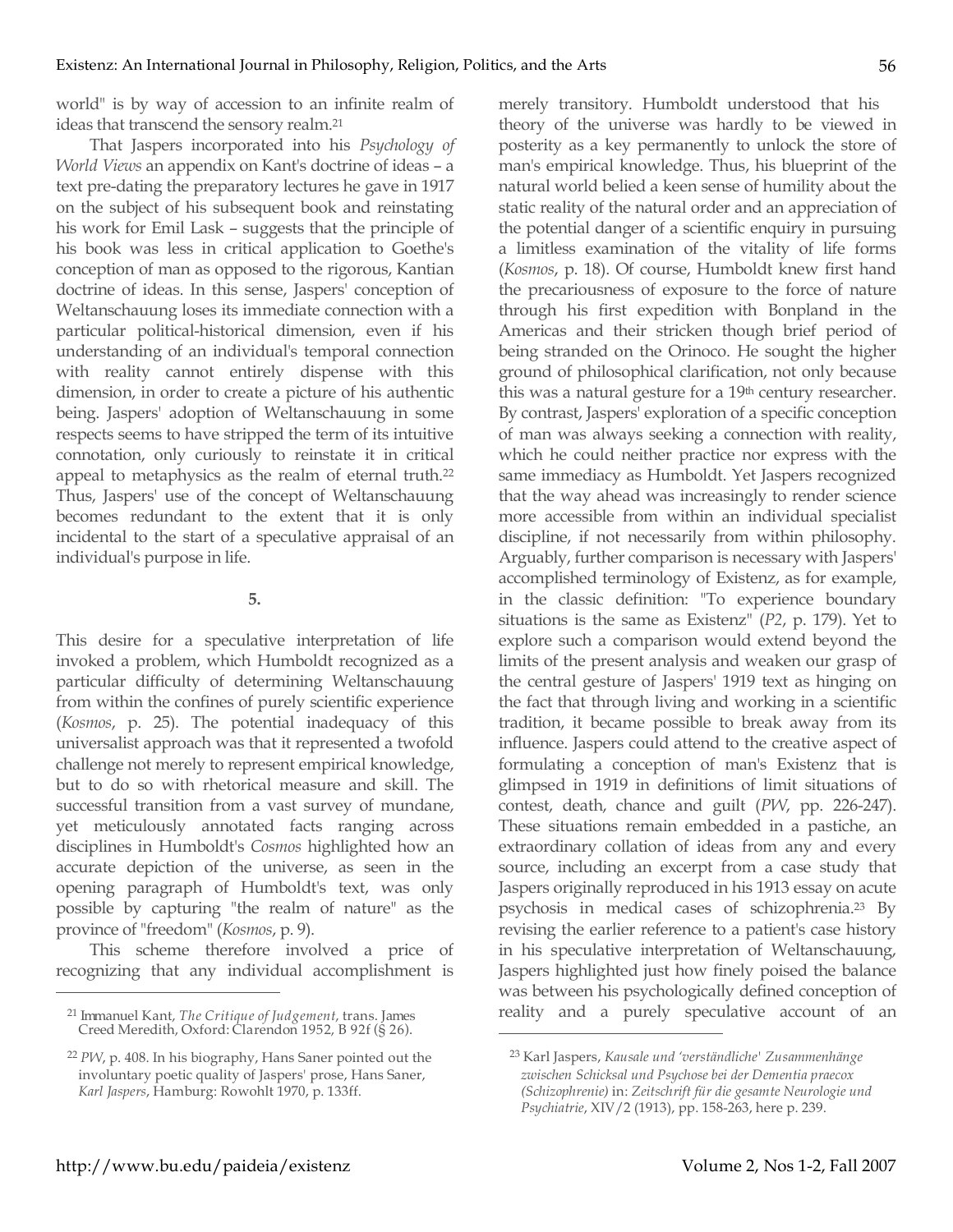world" is by way of accession to an infinite realm of ideas that transcend the sensory realm.[21]

That Jaspers incorporated into his *Psychology of World Views* an appendix on Kant's doctrine of ideas – a text pre-dating the preparatory lectures he gave in 1917 on the subject of his subsequent book and reinstating his work for Emil Lask – suggests that the principle of his book was less in critical application to Goethe's conception of man as opposed to the rigorous, Kantian doctrine of ideas. In this sense, Jaspers' conception of Weltanschauung loses its immediate connection with a particular political-historical dimension, even if his understanding of an individual's temporal connection with reality cannot entirely dispense with this dimension, in order to create a picture of his authentic being. Jaspers' adoption of Weltanschauung in some respects seems to have stripped the term of its intuitive connotation, only curiously to reinstate it in critical appeal to metaphysics as the realm of eternal truth.[22] Thus, Jaspers' use of the concept of Weltanschauung becomes redundant to the extent that it is only incidental to the start of a speculative appraisal of an individual's purpose in life.

**5.**

This desire for a speculative interpretation of life invoked a problem, which Humboldt recognized as a particular difficulty of determining Weltanschauung from within the confines of purely scientific experience (*Kosmos*, p. 25). The potential inadequacy of this universalist approach was that it represented a twofold challenge not merely to represent empirical knowledge, but to do so with rhetorical measure and skill. The successful transition from a vast survey of mundane, yet meticulously annotated facts ranging across disciplines in Humboldt's *Cosmos* highlighted how an accurate depiction of the universe, as seen in the opening paragraph of Humboldt's text, was only possible by capturing "the realm of nature" as the province of "freedom" (*Kosmos*, p. 9).

This scheme therefore involved a price of recognizing that any individual accomplishment is merely transitory. Humboldt understood that his theory of the universe was hardly to be viewed in posterity as a key permanently to unlock the store of man's empirical knowledge. Thus, his blueprint of the natural world belied a keen sense of humility about the static reality of the natural order and an appreciation of the potential danger of a scientific enquiry in pursuing a limitless examination of the vitality of life forms (*Kosmos*, p. 18). Of course, Humboldt knew first hand the precariousness of exposure to the force of nature through his first expedition with Bonpland in the Americas and their stricken though brief period of being stranded on the Orinoco. He sought the higher ground of philosophical clarification, not only because this was a natural gesture for a 19th century researcher. By contrast, Jaspers' exploration of a specific conception of man was always seeking a connection with reality, which he could neither practice nor express with the same immediacy as Humboldt. Yet Jaspers recognized that the way ahead was increasingly to render science more accessible from within an individual specialist discipline, if not necessarily from within philosophy. Arguably, further comparison is necessary with Jaspers' accomplished terminology of Existenz, as for example, in the classic definition: "To experience boundary situations is the same as Existenz" (*P2*, p. 179). Yet to explore such a comparison would extend beyond the limits of the present analysis and weaken our grasp of the central gesture of Jaspers' 1919 text as hinging on the fact that through living and working in a scientific tradition, it became possible to break away from its influence. Jaspers could attend to the creative aspect of formulating a conception of man's Existenz that is glimpsed in 1919 in definitions of limit situations of contest, death, chance and guilt (*PW*, pp. 226-247). These situations remain embedded in a pastiche, an extraordinary collation of ideas from any and every source, including an excerpt from a case study that Jaspers originally reproduced in his 1913 essay on acute psychosis in medical cases of schizophrenia.[23] By revising the earlier reference to a patient's case history in his speculative interpretation of Weltanschauung, Jaspers highlighted just how finely poised the balance was between his psychologically defined conception of reality and a purely speculative account of an

---

[21] Immanuel Kant, *The Critique of Judgement*, trans. James Creed Meredith, Oxford: Clarendon 1952, B 92f (§ 26).

[22] *PW*, p. 408. In his biography, Hans Saner pointed out the involuntary poetic quality of Jaspers' prose, Hans Saner, *Karl Jaspers*, Hamburg: Rowohlt 1970, p. 133ff.

[23] Karl Jaspers, *Kausale und 'verständliche' Zusammenhänge zwischen Schicksal und Psychose bei der Dementia praecox (Schizophrenie)* in: *Zeitschrift für die gesamte Neurologie und Psychiatrie*, XIV/2 (1913), pp. 158-263, here p. 239.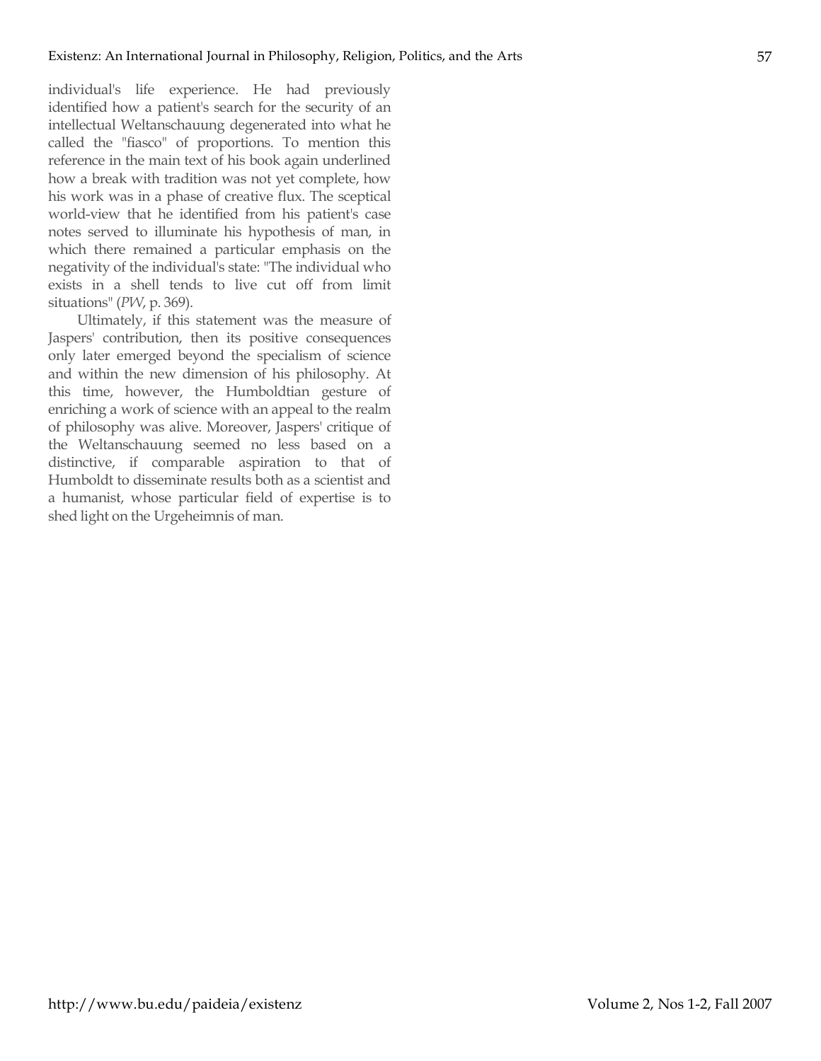individual's life experience. He had previously identified how a patient's search for the security of an intellectual Weltanschauung degenerated into what he called the "fiasco" of proportions. To mention this reference in the main text of his book again underlined how a break with tradition was not yet complete, how his work was in a phase of creative flux. The sceptical world-view that he identified from his patient's case notes served to illuminate his hypothesis of man, in which there remained a particular emphasis on the negativity of the individual's state: "The individual who exists in a shell tends to live cut off from limit situations" (*PW*, p. 369).

Ultimately, if this statement was the measure of Jaspers' contribution, then its positive consequences only later emerged beyond the specialism of science and within the new dimension of his philosophy. At this time, however, the Humboldtian gesture of enriching a work of science with an appeal to the realm of philosophy was alive. Moreover, Jaspers' critique of the Weltanschauung seemed no less based on a distinctive, if comparable aspiration to that of Humboldt to disseminate results both as a scientist and a humanist, whose particular field of expertise is to shed light on the Urgeheimnis of man.